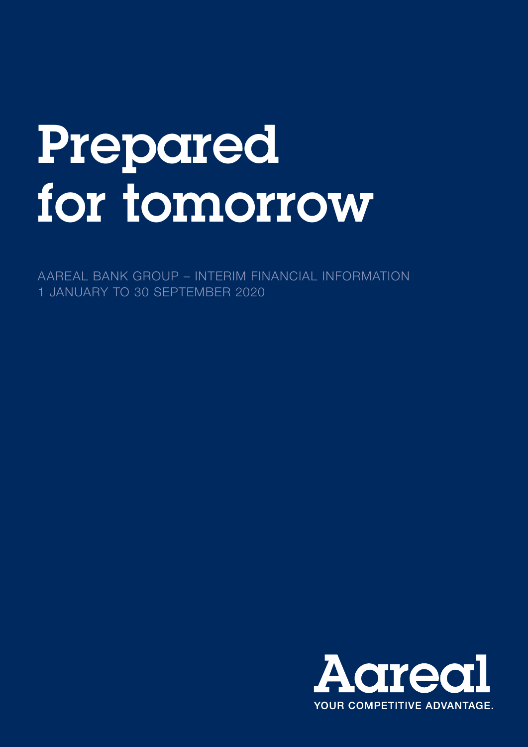# Prepared for tomorrow

AAREAL BANK GROUP – INTERIM FINANCIAL INFORMATION
1 JANUARY TO 30 SEPTEMBER 2020

Aareal
YOUR COMPETITIVE ADVANTAGE.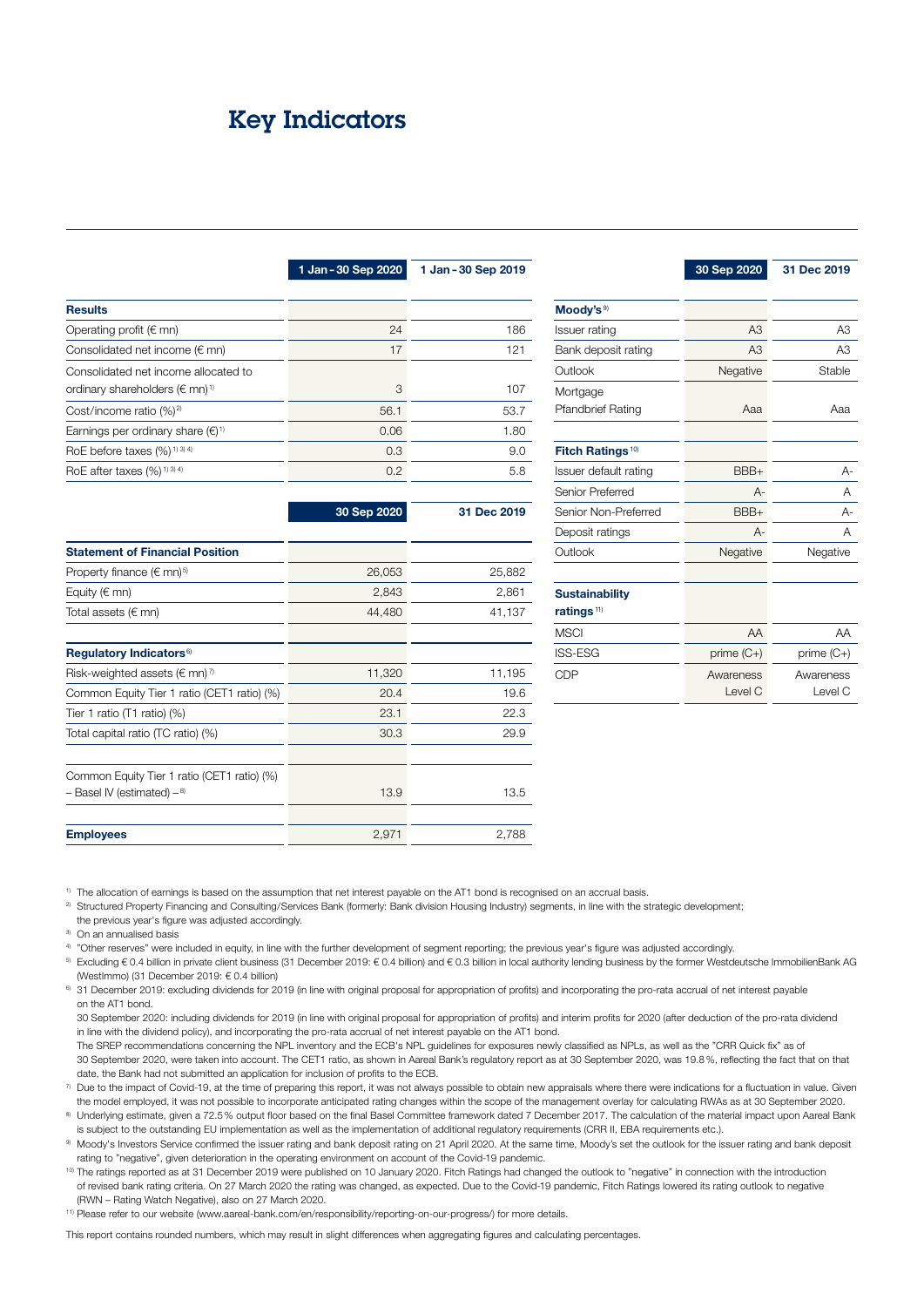# Key Indicators

| | 1 Jan – 30 Sep 2020 | 1 Jan – 30 Sep 2019 |
|---|---|---|
| **Results** | | |
| Operating profit (€ mn) | 24 | 186 |
| Consolidated net income (€ mn) | 17 | 121 |
| Consolidated net income allocated to ordinary shareholders (€ mn)[1] | 3 | 107 |
| Cost/income ratio (%)[2] | 56.1 | 53.7 |
| Earnings per ordinary share (€)[1] | 0.06 | 1.80 |
| RoE before taxes (%)[1) 3) 4)] | 0.3 | 9.0 |
| RoE after taxes (%)[1) 3) 4)] | 0.2 | 5.8 |

| | 30 Sep 2020 | 31 Dec 2019 |
|---|---|---|
| **Statement of Financial Position** | | |
| Property finance (€ mn)[5] | 26,053 | 25,882 |
| Equity (€ mn) | 2,843 | 2,861 |
| Total assets (€ mn) | 44,480 | 41,137 |
| **Regulatory Indicators**[6] | | |
| Risk-weighted assets (€ mn)[7] | 11,320 | 11,195 |
| Common Equity Tier 1 ratio (CET1 ratio) (%) | 20.4 | 19.6 |
| Tier 1 ratio (T1 ratio) (%) | 23.1 | 22.3 |
| Total capital ratio (TC ratio) (%) | 30.3 | 29.9 |
| Common Equity Tier 1 ratio (CET1 ratio) (%) – Basel IV (estimated) –[8] | 13.9 | 13.5 |
| **Employees** | 2,971 | 2,788 |

| | 30 Sep 2020 | 31 Dec 2019 |
|---|---|---|
| **Moody's**[9] | | |
| Issuer rating | A3 | A3 |
| Bank deposit rating | A3 | A3 |
| Outlook | Negative | Stable |
| Mortgage Pfandbrief Rating | Aaa | Aaa |
| **Fitch Ratings**[10] | | |
| Issuer default rating | BBB+ | A- |
| Senior Preferred | A- | A |
| Senior Non-Preferred | BBB+ | A- |
| Deposit ratings | A- | A |
| Outlook | Negative | Negative |
| **Sustainability ratings**[11] | | |
| MSCI | AA | AA |
| ISS-ESG | prime (C+) | prime (C+) |
| CDP | Awareness Level C | Awareness Level C |

[1] The allocation of earnings is based on the assumption that net interest payable on the AT1 bond is recognised on an accrual basis.

[2] Structured Property Financing and Consulting/Services Bank (formerly: Bank division Housing Industry) segments, in line with the strategic development; the previous year's figure was adjusted accordingly.

[3] On an annualised basis

[4] "Other reserves" were included in equity, in line with the further development of segment reporting; the previous year's figure was adjusted accordingly.

[5] Excluding € 0.4 billion in private client business (31 December 2019: € 0.4 billion) and € 0.3 billion in local authority lending business by the former Westdeutsche ImmobilienBank AG (WestImmo) (31 December 2019: € 0.4 billion)

[6] 31 December 2019: excluding dividends for 2019 (in line with original proposal for appropriation of profits) and incorporating the pro-rata accrual of net interest payable on the AT1 bond.
30 September 2020: including dividends for 2019 (in line with original proposal for appropriation of profits) and interim profits for 2020 (after deduction of the pro-rata dividend in line with the dividend policy), and incorporating the pro-rata accrual of net interest payable on the AT1 bond.
The SREP recommendations concerning the NPL inventory and the ECB's NPL guidelines for exposures newly classified as NPLs, as well as the "CRR Quick fix" as of 30 September 2020, were taken into account. The CET1 ratio, as shown in Aareal Bank's regulatory report as at 30 September 2020, was 19.8 %, reflecting the fact that on that date, the Bank had not submitted an application for inclusion of profits to the ECB.

[7] Due to the impact of Covid-19, at the time of preparing this report, it was not always possible to obtain new appraisals where there were indications for a fluctuation in value. Given the model employed, it was not possible to incorporate anticipated rating changes within the scope of the management overlay for calculating RWAs as at 30 September 2020.

[8] Underlying estimate, given a 72.5 % output floor based on the final Basel Committee framework dated 7 December 2017. The calculation of the material impact upon Aareal Bank is subject to the outstanding EU implementation as well as the implementation of additional regulatory requirements (CRR II, EBA requirements etc.).

[9] Moody's Investors Service confirmed the issuer rating and bank deposit rating on 21 April 2020. At the same time, Moody's set the outlook for the issuer rating and bank deposit rating to "negative", given deterioration in the operating environment on account of the Covid-19 pandemic.

[10] The ratings reported as at 31 December 2019 were published on 10 January 2020. Fitch Ratings had changed the outlook to "negative" in connection with the introduction of revised bank rating criteria. On 27 March 2020 the rating was changed, as expected. Due to the Covid-19 pandemic, Fitch Ratings lowered its rating outlook to negative (RWN – Rating Watch Negative), also on 27 March 2020.

[11] Please refer to our website (www.aareal-bank.com/en/responsibility/reporting-on-our-progress/) for more details.

This report contains rounded numbers, which may result in slight differences when aggregating figures and calculating percentages.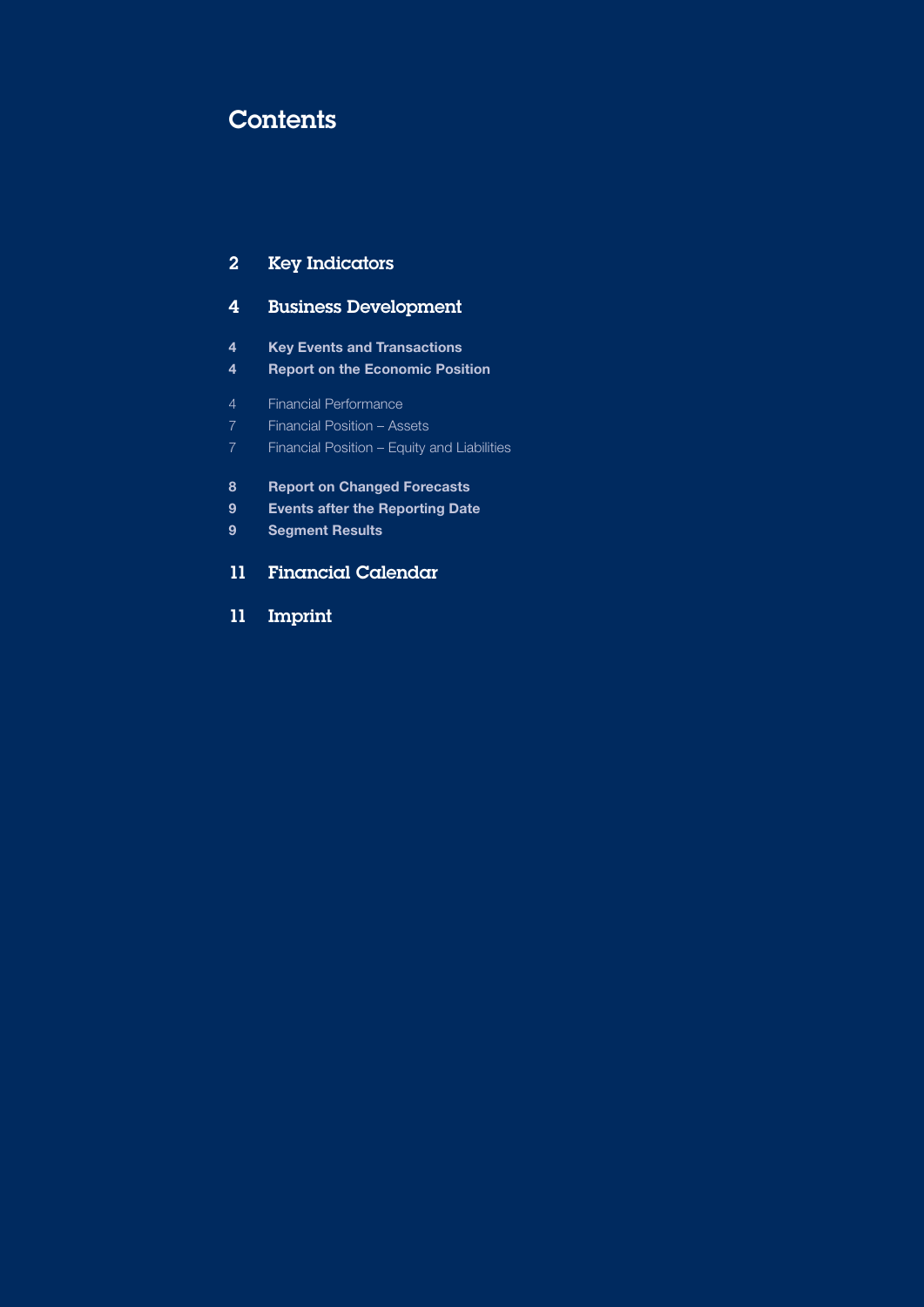# Contents

- 2 Key Indicators
- 4 Business Development
  - 4 **Key Events and Transactions**
  - 4 **Report on the Economic Position**
    - 4 Financial Performance
    - 7 Financial Position – Assets
    - 7 Financial Position – Equity and Liabilities
  - 8 **Report on Changed Forecasts**
  - 9 **Events after the Reporting Date**
  - 9 **Segment Results**
- 11 Financial Calendar
- 11 Imprint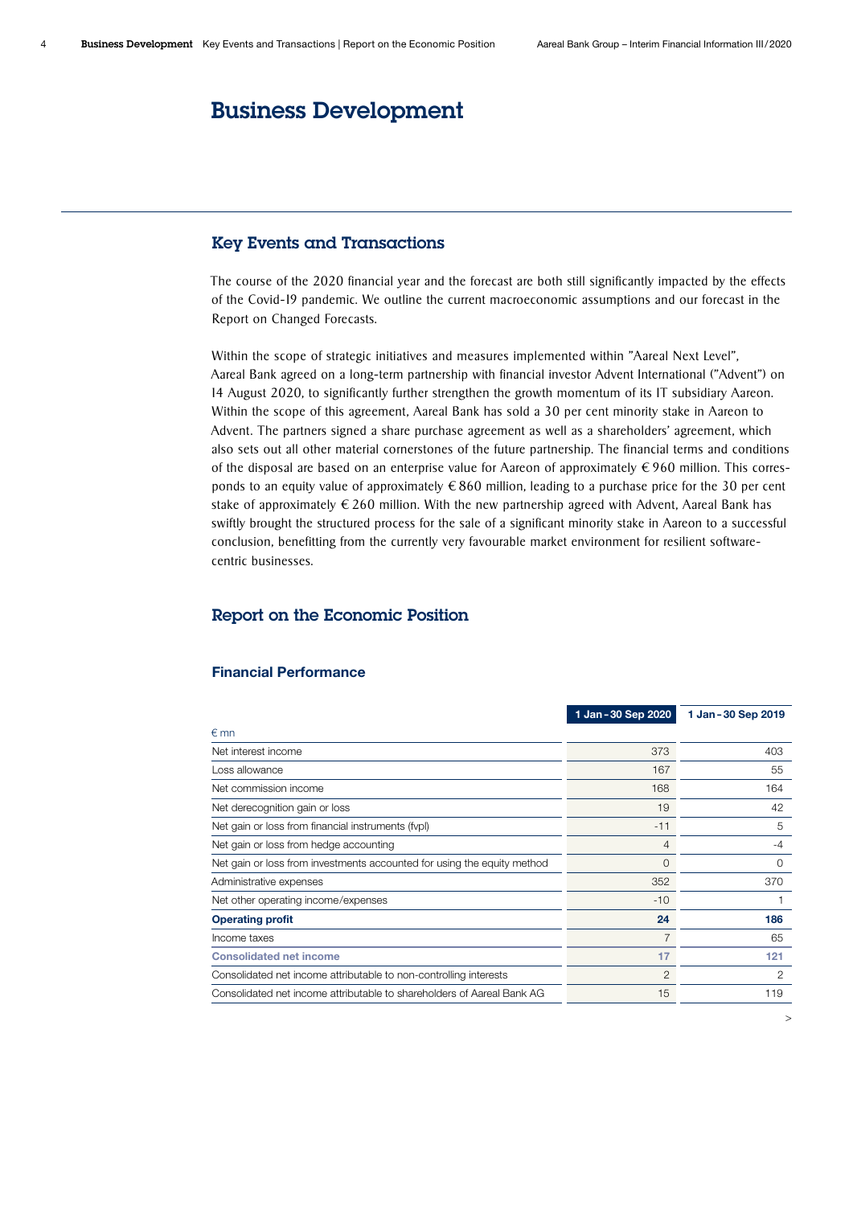# Business Development

## Key Events and Transactions

The course of the 2020 financial year and the forecast are both still significantly impacted by the effects of the Covid-19 pandemic. We outline the current macroeconomic assumptions and our forecast in the Report on Changed Forecasts.

Within the scope of strategic initiatives and measures implemented within "Aareal Next Level", Aareal Bank agreed on a long-term partnership with financial investor Advent International ("Advent") on 14 August 2020, to significantly further strengthen the growth momentum of its IT subsidiary Aareon. Within the scope of this agreement, Aareal Bank has sold a 30 per cent minority stake in Aareon to Advent. The partners signed a share purchase agreement as well as a shareholders' agreement, which also sets out all other material cornerstones of the future partnership. The financial terms and conditions of the disposal are based on an enterprise value for Aareon of approximately € 960 million. This corresponds to an equity value of approximately € 860 million, leading to a purchase price for the 30 per cent stake of approximately € 260 million. With the new partnership agreed with Advent, Aareal Bank has swiftly brought the structured process for the sale of a significant minority stake in Aareon to a successful conclusion, benefitting from the currently very favourable market environment for resilient software-centric businesses.

## Report on the Economic Position

### Financial Performance

| € mn | 1 Jan - 30 Sep 2020 | 1 Jan - 30 Sep 2019 |
|---|---|---|
| Net interest income | 373 | 403 |
| Loss allowance | 167 | 55 |
| Net commission income | 168 | 164 |
| Net derecognition gain or loss | 19 | 42 |
| Net gain or loss from financial instruments (fvpl) | -11 | 5 |
| Net gain or loss from hedge accounting | 4 | -4 |
| Net gain or loss from investments accounted for using the equity method | 0 | 0 |
| Administrative expenses | 352 | 370 |
| Net other operating income/expenses | -10 | 1 |
| **Operating profit** | **24** | **186** |
| Income taxes | 7 | 65 |
| **Consolidated net income** | **17** | **121** |
| Consolidated net income attributable to non-controlling interests | 2 | 2 |
| Consolidated net income attributable to shareholders of Aareal Bank AG | 15 | 119 |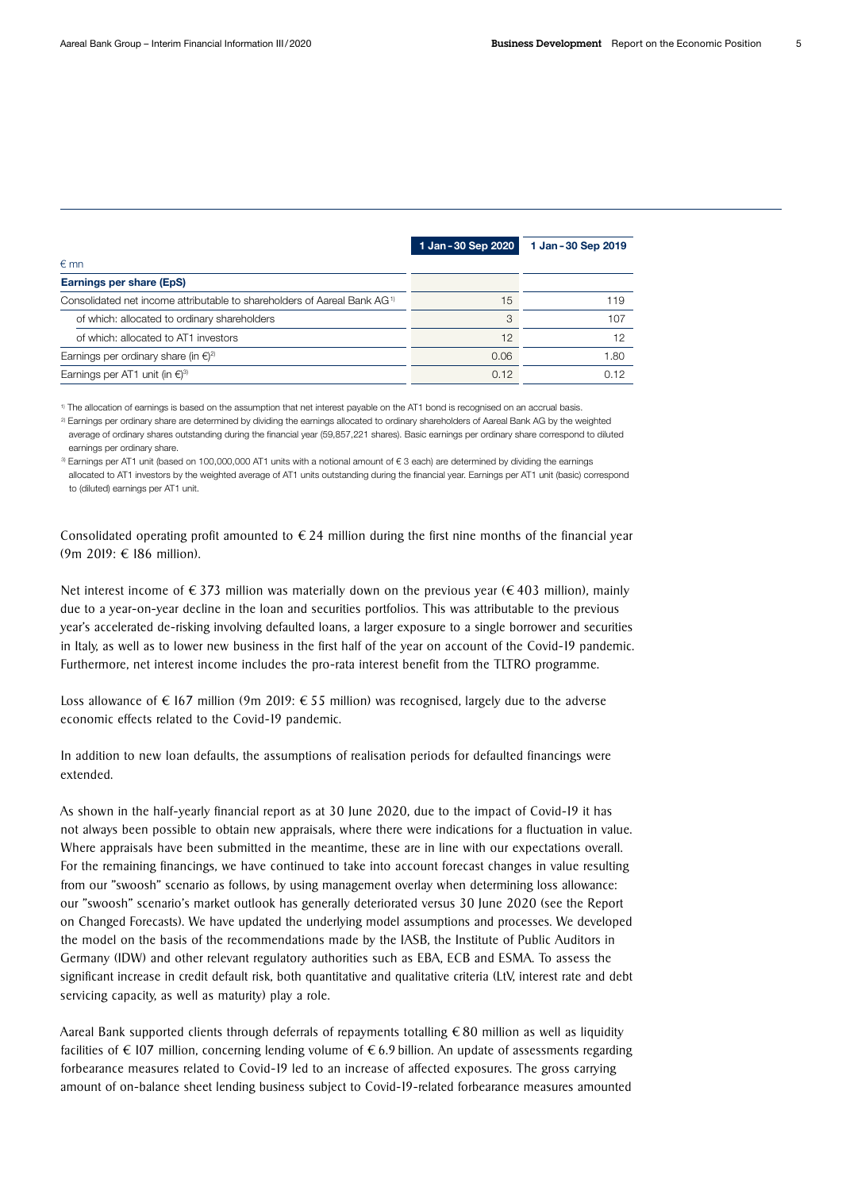| € mn | 1 Jan - 30 Sep 2020 | 1 Jan - 30 Sep 2019 |
|---|---|---|
| **Earnings per share (EpS)** | | |
| Consolidated net income attributable to shareholders of Aareal Bank AG[1] | 15 | 119 |
| of which: allocated to ordinary shareholders | 3 | 107 |
| of which: allocated to AT1 investors | 12 | 12 |
| Earnings per ordinary share (in €)[2] | 0.06 | 1.80 |
| Earnings per AT1 unit (in €)[3] | 0.12 | 0.12 |

[1] The allocation of earnings is based on the assumption that net interest payable on the AT1 bond is recognised on an accrual basis.
[2] Earnings per ordinary share are determined by dividing the earnings allocated to ordinary shareholders of Aareal Bank AG by the weighted average of ordinary shares outstanding during the financial year (59,857,221 shares). Basic earnings per ordinary share correspond to diluted earnings per ordinary share.
[3] Earnings per AT1 unit (based on 100,000,000 AT1 units with a notional amount of € 3 each) are determined by dividing the earnings allocated to AT1 investors by the weighted average of AT1 units outstanding during the financial year. Earnings per AT1 unit (basic) correspond to (diluted) earnings per AT1 unit.

Consolidated operating profit amounted to € 24 million during the first nine months of the financial year (9m 2019: € 186 million).

Net interest income of € 373 million was materially down on the previous year (€ 403 million), mainly due to a year-on-year decline in the loan and securities portfolios. This was attributable to the previous year's accelerated de-risking involving defaulted loans, a larger exposure to a single borrower and securities in Italy, as well as to lower new business in the first half of the year on account of the Covid-19 pandemic. Furthermore, net interest income includes the pro-rata interest benefit from the TLTRO programme.

Loss allowance of € 167 million (9m 2019: € 55 million) was recognised, largely due to the adverse economic effects related to the Covid-19 pandemic.

In addition to new loan defaults, the assumptions of realisation periods for defaulted financings were extended.

As shown in the half-yearly financial report as at 30 June 2020, due to the impact of Covid-19 it has not always been possible to obtain new appraisals, where there were indications for a fluctuation in value. Where appraisals have been submitted in the meantime, these are in line with our expectations overall. For the remaining financings, we have continued to take into account forecast changes in value resulting from our "swoosh" scenario as follows, by using management overlay when determining loss allowance: our "swoosh" scenario's market outlook has generally deteriorated versus 30 June 2020 (see the Report on Changed Forecasts). We have updated the underlying model assumptions and processes. We developed the model on the basis of the recommendations made by the IASB, the Institute of Public Auditors in Germany (IDW) and other relevant regulatory authorities such as EBA, ECB and ESMA. To assess the significant increase in credit default risk, both quantitative and qualitative criteria (LtV, interest rate and debt servicing capacity, as well as maturity) play a role.

Aareal Bank supported clients through deferrals of repayments totalling € 80 million as well as liquidity facilities of € 107 million, concerning lending volume of € 6.9 billion. An update of assessments regarding forbearance measures related to Covid-19 led to an increase of affected exposures. The gross carrying amount of on-balance sheet lending business subject to Covid-19-related forbearance measures amounted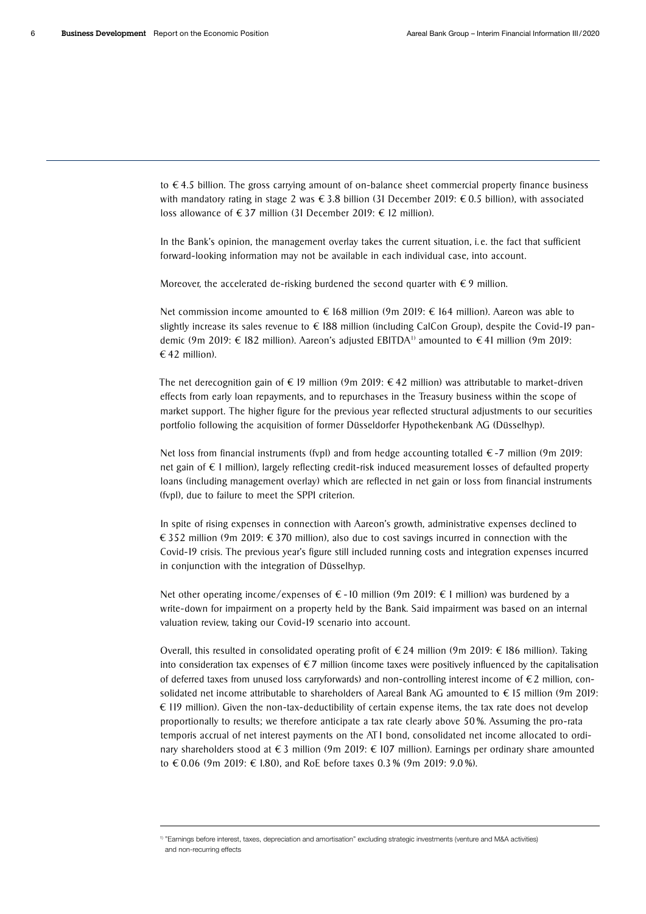to € 4.5 billion. The gross carrying amount of on-balance sheet commercial property finance business with mandatory rating in stage 2 was € 3.8 billion (31 December 2019: € 0.5 billion), with associated loss allowance of € 37 million (31 December 2019: € 12 million).

In the Bank's opinion, the management overlay takes the current situation, i.e. the fact that sufficient forward-looking information may not be available in each individual case, into account.

Moreover, the accelerated de-risking burdened the second quarter with € 9 million.

Net commission income amounted to € 168 million (9m 2019: € 164 million). Aareon was able to slightly increase its sales revenue to € 188 million (including CalCon Group), despite the Covid-19 pandemic (9m 2019: € 182 million). Aareon's adjusted EBITDA[1] amounted to € 41 million (9m 2019: € 42 million).

The net derecognition gain of € 19 million (9m 2019: € 42 million) was attributable to market-driven effects from early loan repayments, and to repurchases in the Treasury business within the scope of market support. The higher figure for the previous year reflected structural adjustments to our securities portfolio following the acquisition of former Düsseldorfer Hypothekenbank AG (Düsselhyp).

Net loss from financial instruments (fvpl) and from hedge accounting totalled € -7 million (9m 2019: net gain of € 1 million), largely reflecting credit-risk induced measurement losses of defaulted property loans (including management overlay) which are reflected in net gain or loss from financial instruments (fvpl), due to failure to meet the SPPI criterion.

In spite of rising expenses in connection with Aareon's growth, administrative expenses declined to € 352 million (9m 2019: € 370 million), also due to cost savings incurred in connection with the Covid-19 crisis. The previous year's figure still included running costs and integration expenses incurred in conjunction with the integration of Düsselhyp.

Net other operating income/expenses of € -10 million (9m 2019: € 1 million) was burdened by a write-down for impairment on a property held by the Bank. Said impairment was based on an internal valuation review, taking our Covid-19 scenario into account.

Overall, this resulted in consolidated operating profit of € 24 million (9m 2019: € 186 million). Taking into consideration tax expenses of € 7 million (income taxes were positively influenced by the capitalisation of deferred taxes from unused loss carryforwards) and non-controlling interest income of € 2 million, consolidated net income attributable to shareholders of Aareal Bank AG amounted to € 15 million (9m 2019: € 119 million). Given the non-tax-deductibility of certain expense items, the tax rate does not develop proportionally to results; we therefore anticipate a tax rate clearly above 50 %. Assuming the pro-rata temporis accrual of net interest payments on the AT1 bond, consolidated net income allocated to ordinary shareholders stood at € 3 million (9m 2019: € 107 million). Earnings per ordinary share amounted to € 0.06 (9m 2019: € 1.80), and RoE before taxes 0.3 % (9m 2019: 9.0 %).

---

[1] "Earnings before interest, taxes, depreciation and amortisation" excluding strategic investments (venture and M&A activities) and non-recurring effects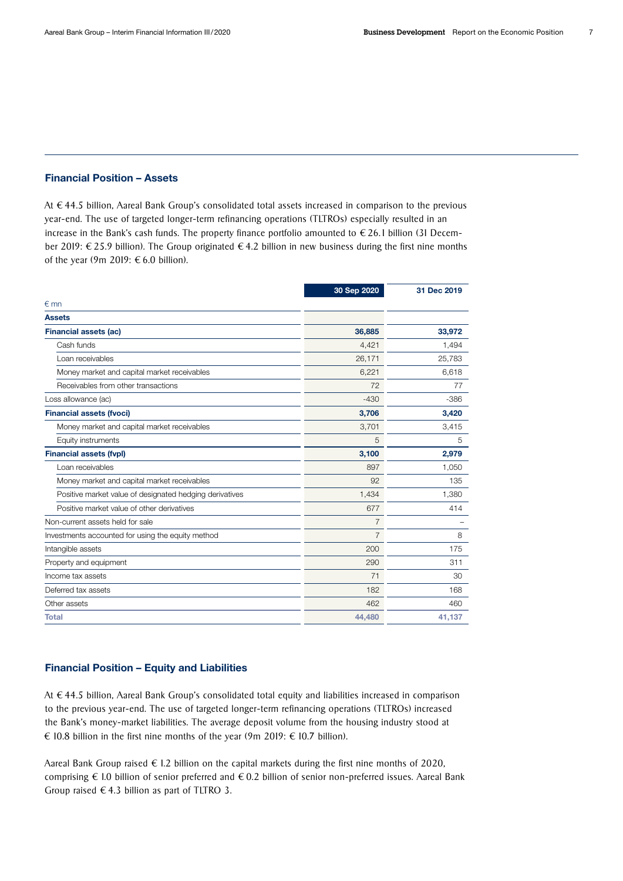## Financial Position – Assets

At € 44.5 billion, Aareal Bank Group's consolidated total assets increased in comparison to the previous year-end. The use of targeted longer-term refinancing operations (TLTROs) especially resulted in an increase in the Bank's cash funds. The property finance portfolio amounted to € 26.1 billion (31 December 2019: € 25.9 billion). The Group originated € 4.2 billion in new business during the first nine months of the year (9m 2019: € 6.0 billion).

| € mn | 30 Sep 2020 | 31 Dec 2019 |
|---|---|---|
| **Assets** | | |
| **Financial assets (ac)** | **36,885** | **33,972** |
| Cash funds | 4,421 | 1,494 |
| Loan receivables | 26,171 | 25,783 |
| Money market and capital market receivables | 6,221 | 6,618 |
| Receivables from other transactions | 72 | 77 |
| Loss allowance (ac) | -430 | -386 |
| **Financial assets (fvoci)** | **3,706** | **3,420** |
| Money market and capital market receivables | 3,701 | 3,415 |
| Equity instruments | 5 | 5 |
| **Financial assets (fvpl)** | **3,100** | **2,979** |
| Loan receivables | 897 | 1,050 |
| Money market and capital market receivables | 92 | 135 |
| Positive market value of designated hedging derivatives | 1,434 | 1,380 |
| Positive market value of other derivatives | 677 | 414 |
| Non-current assets held for sale | 7 | – |
| Investments accounted for using the equity method | 7 | 8 |
| Intangible assets | 200 | 175 |
| Property and equipment | 290 | 311 |
| Income tax assets | 71 | 30 |
| Deferred tax assets | 182 | 168 |
| Other assets | 462 | 460 |
| **Total** | **44,480** | **41,137** |

## Financial Position – Equity and Liabilities

At € 44.5 billion, Aareal Bank Group's consolidated total equity and liabilities increased in comparison to the previous year-end. The use of targeted longer-term refinancing operations (TLTROs) increased the Bank's money-market liabilities. The average deposit volume from the housing industry stood at € 10.8 billion in the first nine months of the year (9m 2019: € 10.7 billion).

Aareal Bank Group raised € 1.2 billion on the capital markets during the first nine months of 2020, comprising € 1.0 billion of senior preferred and € 0.2 billion of senior non-preferred issues. Aareal Bank Group raised € 4.3 billion as part of TLTRO 3.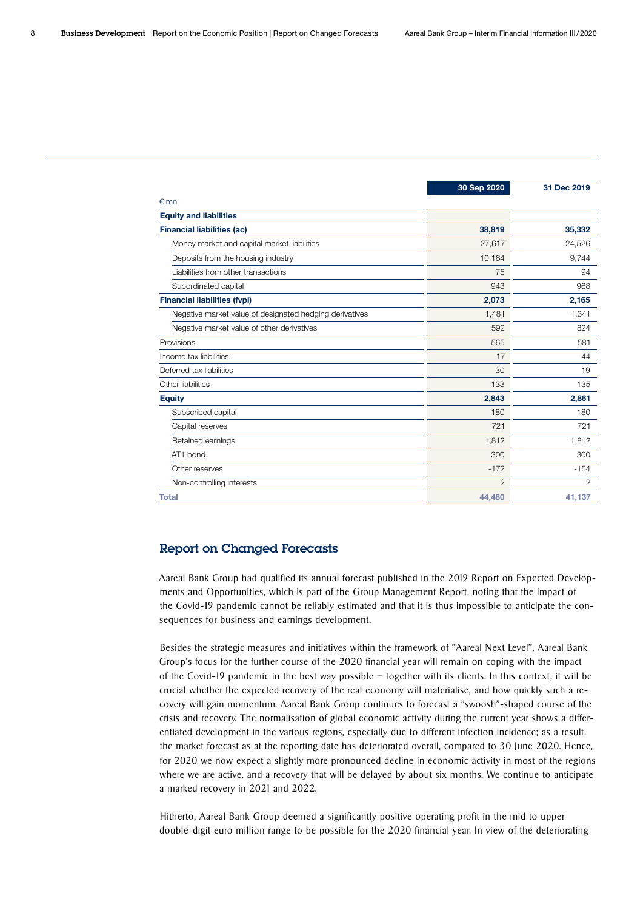| € mn | 30 Sep 2020 | 31 Dec 2019 |
|---|---|---|
| **Equity and liabilities** | | |
| **Financial liabilities (ac)** | **38,819** | **35,332** |
| Money market and capital market liabilities | 27,617 | 24,526 |
| Deposits from the housing industry | 10,184 | 9,744 |
| Liabilities from other transactions | 75 | 94 |
| Subordinated capital | 943 | 968 |
| **Financial liabilities (fvpl)** | **2,073** | **2,165** |
| Negative market value of designated hedging derivatives | 1,481 | 1,341 |
| Negative market value of other derivatives | 592 | 824 |
| Provisions | 565 | 581 |
| Income tax liabilities | 17 | 44 |
| Deferred tax liabilities | 30 | 19 |
| Other liabilities | 133 | 135 |
| **Equity** | **2,843** | **2,861** |
| Subscribed capital | 180 | 180 |
| Capital reserves | 721 | 721 |
| Retained earnings | 1,812 | 1,812 |
| AT1 bond | 300 | 300 |
| Other reserves | -172 | -154 |
| Non-controlling interests | 2 | 2 |
| **Total** | **44,480** | **41,137** |

## Report on Changed Forecasts

Aareal Bank Group had qualified its annual forecast published in the 2019 Report on Expected Developments and Opportunities, which is part of the Group Management Report, noting that the impact of the Covid-19 pandemic cannot be reliably estimated and that it is thus impossible to anticipate the consequences for business and earnings development.

Besides the strategic measures and initiatives within the framework of "Aareal Next Level", Aareal Bank Group's focus for the further course of the 2020 financial year will remain on coping with the impact of the Covid-19 pandemic in the best way possible – together with its clients. In this context, it will be crucial whether the expected recovery of the real economy will materialise, and how quickly such a recovery will gain momentum. Aareal Bank Group continues to forecast a "swoosh"-shaped course of the crisis and recovery. The normalisation of global economic activity during the current year shows a differentiated development in the various regions, especially due to different infection incidence; as a result, the market forecast as at the reporting date has deteriorated overall, compared to 30 June 2020. Hence, for 2020 we now expect a slightly more pronounced decline in economic activity in most of the regions where we are active, and a recovery that will be delayed by about six months. We continue to anticipate a marked recovery in 2021 and 2022.

Hitherto, Aareal Bank Group deemed a significantly positive operating profit in the mid to upper double-digit euro million range to be possible for the 2020 financial year. In view of the deteriorating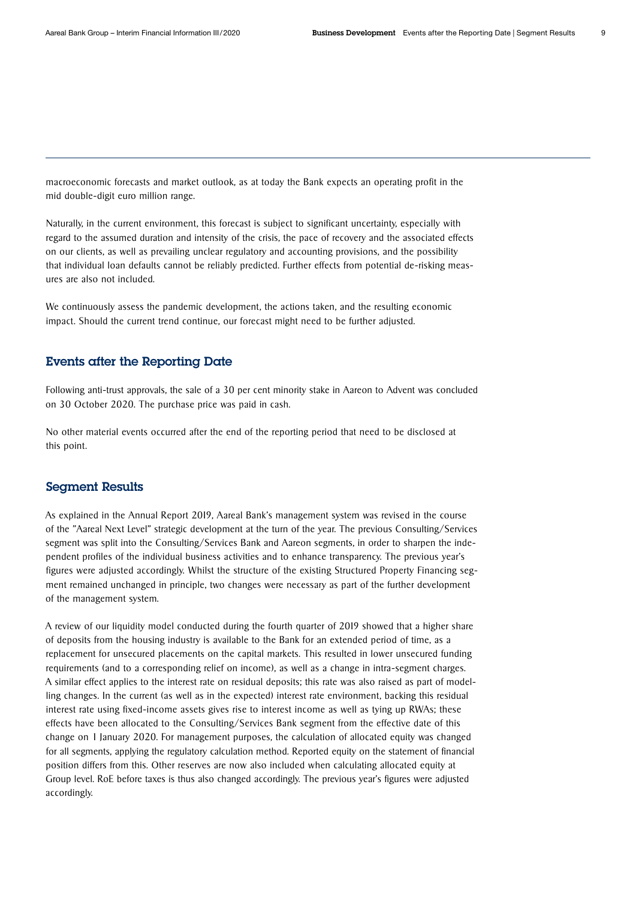macroeconomic forecasts and market outlook, as at today the Bank expects an operating profit in the mid double-digit euro million range.

Naturally, in the current environment, this forecast is subject to significant uncertainty, especially with regard to the assumed duration and intensity of the crisis, the pace of recovery and the associated effects on our clients, as well as prevailing unclear regulatory and accounting provisions, and the possibility that individual loan defaults cannot be reliably predicted. Further effects from potential de-risking measures are also not included.

We continuously assess the pandemic development, the actions taken, and the resulting economic impact. Should the current trend continue, our forecast might need to be further adjusted.

## Events after the Reporting Date

Following anti-trust approvals, the sale of a 30 per cent minority stake in Aareon to Advent was concluded on 30 October 2020. The purchase price was paid in cash.

No other material events occurred after the end of the reporting period that need to be disclosed at this point.

## Segment Results

As explained in the Annual Report 2019, Aareal Bank's management system was revised in the course of the "Aareal Next Level" strategic development at the turn of the year. The previous Consulting/Services segment was split into the Consulting/Services Bank and Aareon segments, in order to sharpen the independent profiles of the individual business activities and to enhance transparency. The previous year's figures were adjusted accordingly. Whilst the structure of the existing Structured Property Financing segment remained unchanged in principle, two changes were necessary as part of the further development of the management system.

A review of our liquidity model conducted during the fourth quarter of 2019 showed that a higher share of deposits from the housing industry is available to the Bank for an extended period of time, as a replacement for unsecured placements on the capital markets. This resulted in lower unsecured funding requirements (and to a corresponding relief on income), as well as a change in intra-segment charges. A similar effect applies to the interest rate on residual deposits; this rate was also raised as part of modelling changes. In the current (as well as in the expected) interest rate environment, backing this residual interest rate using fixed-income assets gives rise to interest income as well as tying up RWAs; these effects have been allocated to the Consulting/Services Bank segment from the effective date of this change on 1 January 2020. For management purposes, the calculation of allocated equity was changed for all segments, applying the regulatory calculation method. Reported equity on the statement of financial position differs from this. Other reserves are now also included when calculating allocated equity at Group level. RoE before taxes is thus also changed accordingly. The previous year's figures were adjusted accordingly.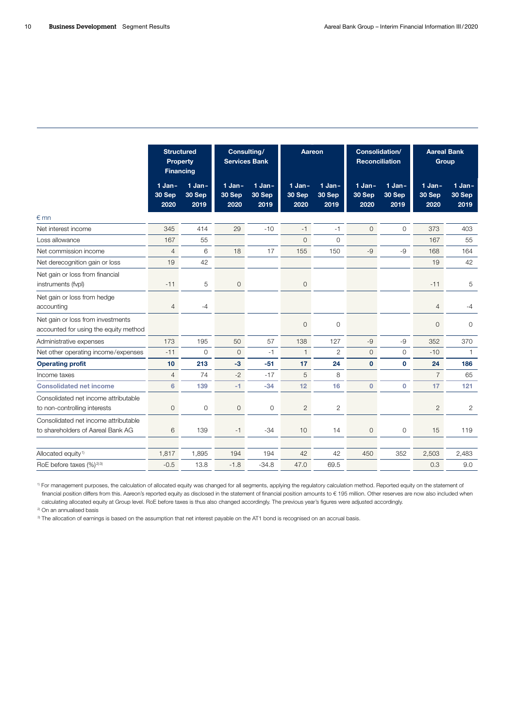| | Structured Property Financing | | Consulting/ Services Bank | | Aareon | | Consolidation/ Reconciliation | | Aareal Bank Group | |
|---|---|---|---|---|---|---|---|---|---|---|
| | 1 Jan-30 Sep 2020 | 1 Jan-30 Sep 2019 | 1 Jan-30 Sep 2020 | 1 Jan-30 Sep 2019 | 1 Jan-30 Sep 2020 | 1 Jan-30 Sep 2019 | 1 Jan-30 Sep 2020 | 1 Jan-30 Sep 2019 | 1 Jan-30 Sep 2020 | 1 Jan-30 Sep 2019 |
| € mn | | | | | | | | | | |
| Net interest income | 345 | 414 | 29 | -10 | -1 | -1 | 0 | 0 | 373 | 403 |
| Loss allowance | 167 | 55 | | | 0 | 0 | | | 167 | 55 |
| Net commission income | 4 | 6 | 18 | 17 | 155 | 150 | -9 | -9 | 168 | 164 |
| Net derecognition gain or loss | 19 | 42 | | | | | | | 19 | 42 |
| Net gain or loss from financial instruments (fvpl) | -11 | 5 | 0 | | 0 | | | | -11 | 5 |
| Net gain or loss from hedge accounting | 4 | -4 | | | | | | | 4 | -4 |
| Net gain or loss from investments accounted for using the equity method | | | | | 0 | 0 | | | 0 | 0 |
| Administrative expenses | 173 | 195 | 50 | 57 | 138 | 127 | -9 | -9 | 352 | 370 |
| Net other operating income/expenses | -11 | 0 | 0 | -1 | 1 | 2 | 0 | 0 | -10 | 1 |
| **Operating profit** | **10** | **213** | **-3** | **-51** | **17** | **24** | **0** | **0** | **24** | **186** |
| Income taxes | 4 | 74 | -2 | -17 | 5 | 8 | | | 7 | 65 |
| **Consolidated net income** | **6** | **139** | **-1** | **-34** | **12** | **16** | **0** | **0** | **17** | **121** |
| Consolidated net income attributable to non-controlling interests | 0 | 0 | 0 | 0 | 2 | 2 | | | 2 | 2 |
| Consolidated net income attributable to shareholders of Aareal Bank AG | 6 | 139 | -1 | -34 | 10 | 14 | 0 | 0 | 15 | 119 |
| Allocated equity [1] | 1,817 | 1,895 | 194 | 194 | 42 | 42 | 450 | 352 | 2,503 | 2,483 |
| RoE before taxes (%) [2][3] | -0.5 | 13.8 | -1.8 | -34.8 | 47.0 | 69.5 | | | 0.3 | 9.0 |

[1] For management purposes, the calculation of allocated equity was changed for all segments, applying the regulatory calculation method. Reported equity on the statement of financial position differs from this. Aareon's reported equity as disclosed in the statement of financial position amounts to € 195 million. Other reserves are now also included when calculating allocated equity at Group level. RoE before taxes is thus also changed accordingly. The previous year's figures were adjusted accordingly.

[2] On an annualised basis

[3] The allocation of earnings is based on the assumption that net interest payable on the AT1 bond is recognised on an accrual basis.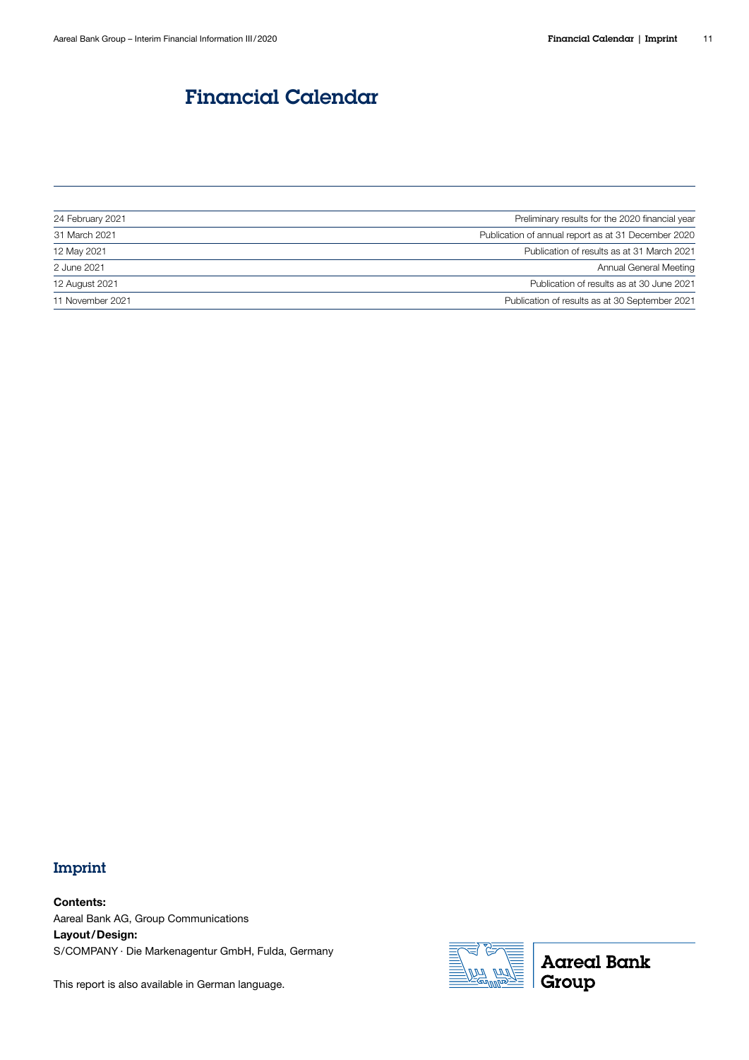# Financial Calendar

| | |
|---|---|
| 24 February 2021 | Preliminary results for the 2020 financial year |
| 31 March 2021 | Publication of annual report as at 31 December 2020 |
| 12 May 2021 | Publication of results as at 31 March 2021 |
| 2 June 2021 | Annual General Meeting |
| 12 August 2021 | Publication of results as at 30 June 2021 |
| 11 November 2021 | Publication of results as at 30 September 2021 |

## Imprint

**Contents:**
Aareal Bank AG, Group Communications
**Layout/Design:**
S/COMPANY · Die Markenagentur GmbH, Fulda, Germany

This report is also available in German language.

Aareal Bank Group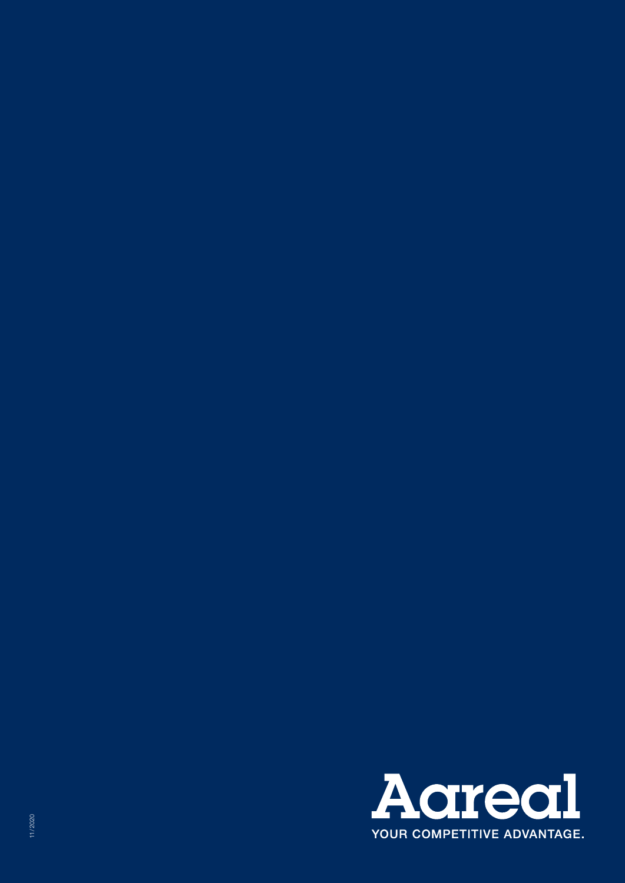11/2020

Aareal

YOUR COMPETITIVE ADVANTAGE.